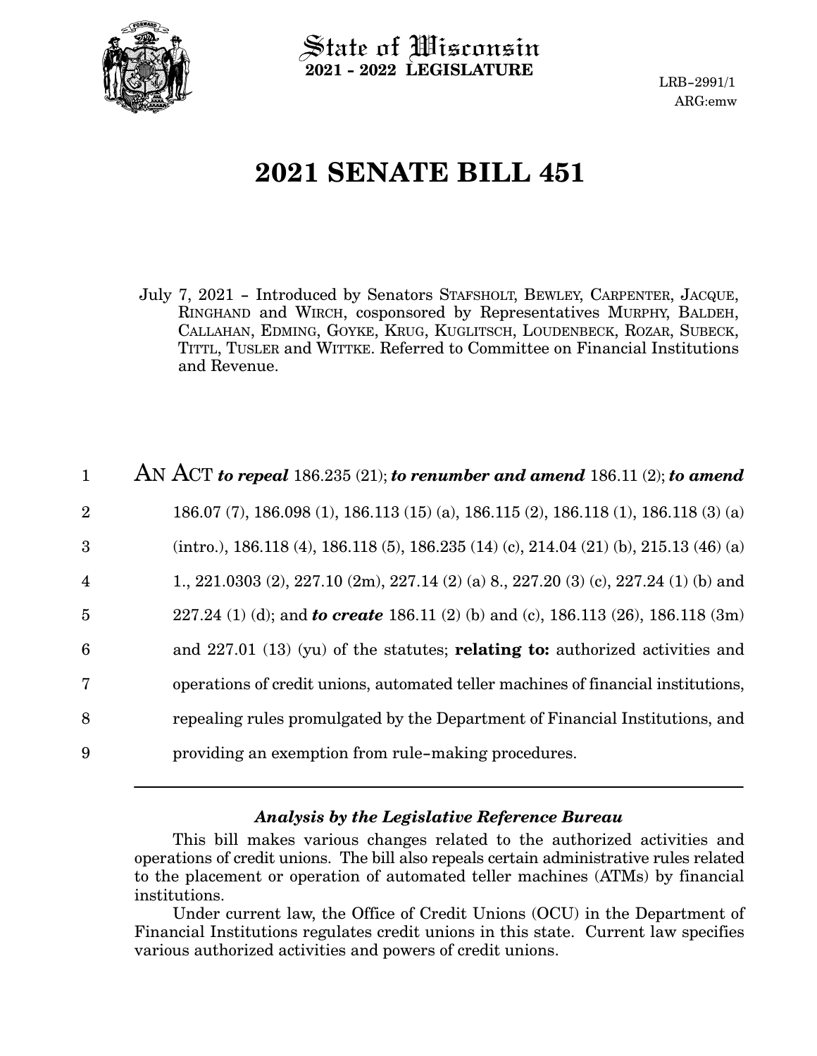State of Wisconsin
**2021 - 2022 LEGISLATURE**

LRB-2991/1
ARG:emw

# 2021 SENATE BILL 451

July 7, 2021 - Introduced by Senators STAFSHOLT, BEWLEY, CARPENTER, JACQUE, RINGHAND and WIRCH, cosponsored by Representatives MURPHY, BALDEH, CALLAHAN, EDMING, GOYKE, KRUG, KUGLITSCH, LOUDENBECK, ROZAR, SUBECK, TITTL, TUSLER and WITTKE. Referred to Committee on Financial Institutions and Revenue.

1 AN ACT ***to repeal*** 186.235 (21); ***to renumber and amend*** 186.11 (2); ***to amend***
2 186.07 (7), 186.098 (1), 186.113 (15) (a), 186.115 (2), 186.118 (1), 186.118 (3) (a)
3 (intro.), 186.118 (4), 186.118 (5), 186.235 (14) (c), 214.04 (21) (b), 215.13 (46) (a)
4 1., 221.0303 (2), 227.10 (2m), 227.14 (2) (a) 8., 227.20 (3) (c), 227.24 (1) (b) and
5 227.24 (1) (d); and ***to create*** 186.11 (2) (b) and (c), 186.113 (26), 186.118 (3m)
6 and 227.01 (13) (yu) of the statutes; **relating to:** authorized activities and
7 operations of credit unions, automated teller machines of financial institutions,
8 repealing rules promulgated by the Department of Financial Institutions, and
9 providing an exemption from rule-making procedures.

---

### *Analysis by the Legislative Reference Bureau*

This bill makes various changes related to the authorized activities and operations of credit unions. The bill also repeals certain administrative rules related to the placement or operation of automated teller machines (ATMs) by financial institutions.

Under current law, the Office of Credit Unions (OCU) in the Department of Financial Institutions regulates credit unions in this state. Current law specifies various authorized activities and powers of credit unions.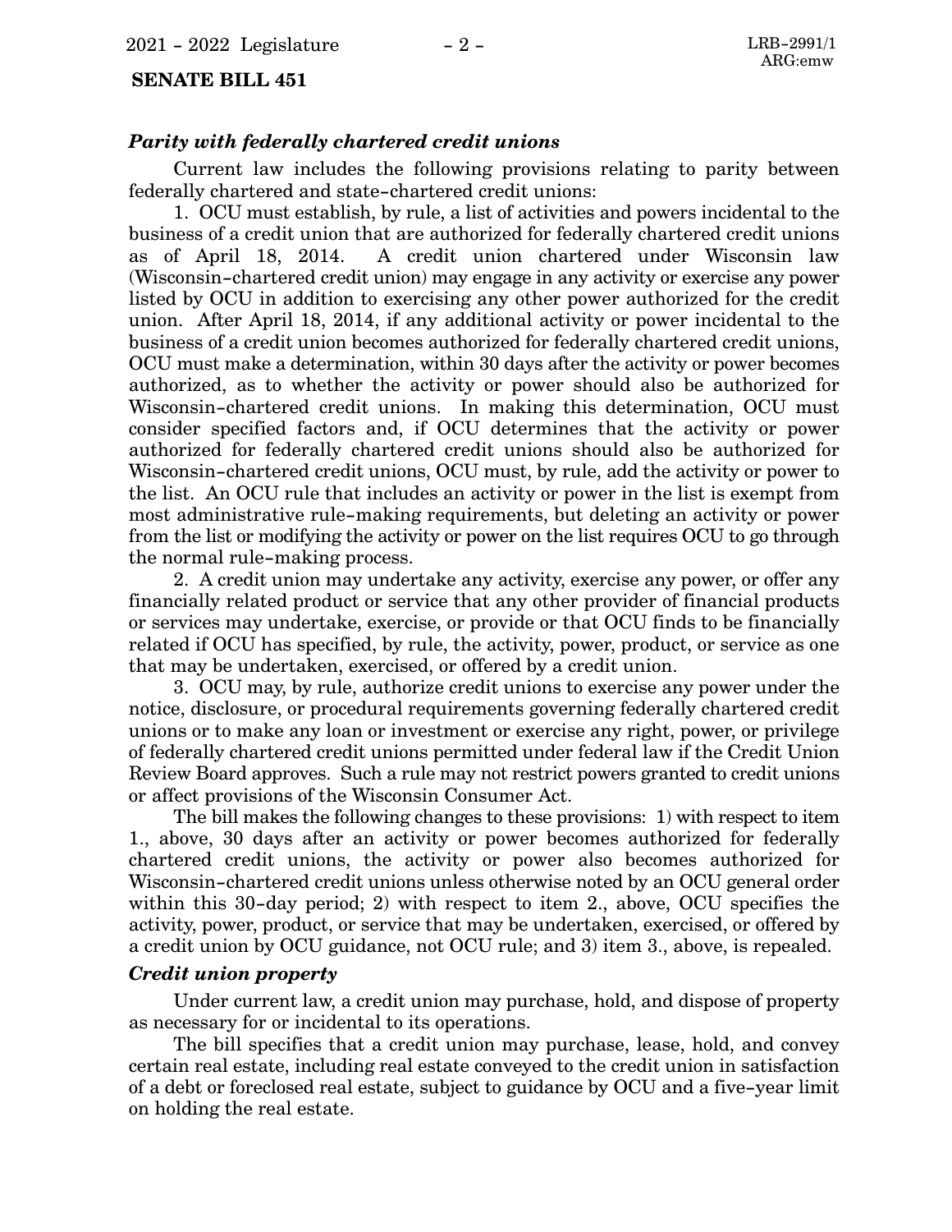### *Parity with federally chartered credit unions*

Current law includes the following provisions relating to parity between federally chartered and state-chartered credit unions:

1. OCU must establish, by rule, a list of activities and powers incidental to the business of a credit union that are authorized for federally chartered credit unions as of April 18, 2014. A credit union chartered under Wisconsin law (Wisconsin-chartered credit union) may engage in any activity or exercise any power listed by OCU in addition to exercising any other power authorized for the credit union. After April 18, 2014, if any additional activity or power incidental to the business of a credit union becomes authorized for federally chartered credit unions, OCU must make a determination, within 30 days after the activity or power becomes authorized, as to whether the activity or power should also be authorized for Wisconsin-chartered credit unions. In making this determination, OCU must consider specified factors and, if OCU determines that the activity or power authorized for federally chartered credit unions should also be authorized for Wisconsin-chartered credit unions, OCU must, by rule, add the activity or power to the list. An OCU rule that includes an activity or power in the list is exempt from most administrative rule-making requirements, but deleting an activity or power from the list or modifying the activity or power on the list requires OCU to go through the normal rule-making process.

2. A credit union may undertake any activity, exercise any power, or offer any financially related product or service that any other provider of financial products or services may undertake, exercise, or provide or that OCU finds to be financially related if OCU has specified, by rule, the activity, power, product, or service as one that may be undertaken, exercised, or offered by a credit union.

3. OCU may, by rule, authorize credit unions to exercise any power under the notice, disclosure, or procedural requirements governing federally chartered credit unions or to make any loan or investment or exercise any right, power, or privilege of federally chartered credit unions permitted under federal law if the Credit Union Review Board approves. Such a rule may not restrict powers granted to credit unions or affect provisions of the Wisconsin Consumer Act.

The bill makes the following changes to these provisions: 1) with respect to item 1., above, 30 days after an activity or power becomes authorized for federally chartered credit unions, the activity or power also becomes authorized for Wisconsin-chartered credit unions unless otherwise noted by an OCU general order within this 30-day period; 2) with respect to item 2., above, OCU specifies the activity, power, product, or service that may be undertaken, exercised, or offered by a credit union by OCU guidance, not OCU rule; and 3) item 3., above, is repealed.

### *Credit union property*

Under current law, a credit union may purchase, hold, and dispose of property as necessary for or incidental to its operations.

The bill specifies that a credit union may purchase, lease, hold, and convey certain real estate, including real estate conveyed to the credit union in satisfaction of a debt or foreclosed real estate, subject to guidance by OCU and a five-year limit on holding the real estate.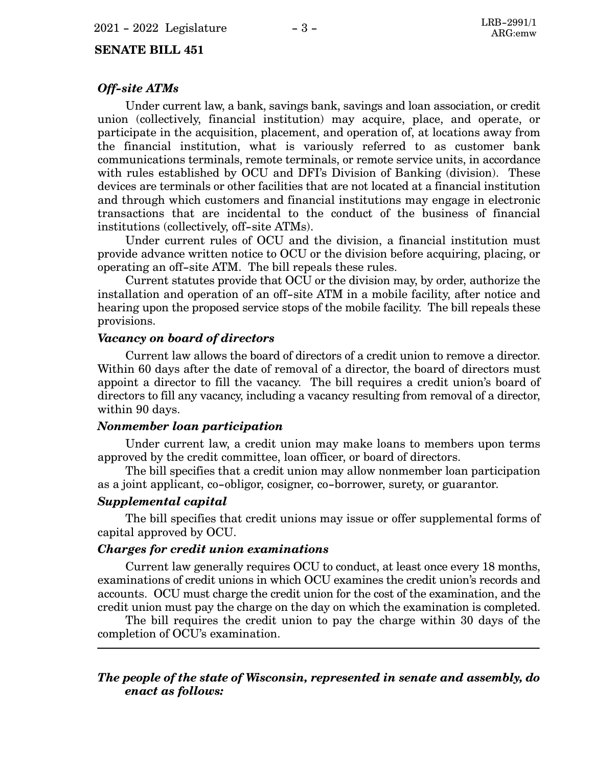### *Off-site ATMs*

Under current law, a bank, savings bank, savings and loan association, or credit union (collectively, financial institution) may acquire, place, and operate, or participate in the acquisition, placement, and operation of, at locations away from the financial institution, what is variously referred to as customer bank communications terminals, remote terminals, or remote service units, in accordance with rules established by OCU and DFI's Division of Banking (division). These devices are terminals or other facilities that are not located at a financial institution and through which customers and financial institutions may engage in electronic transactions that are incidental to the conduct of the business of financial institutions (collectively, off-site ATMs).

Under current rules of OCU and the division, a financial institution must provide advance written notice to OCU or the division before acquiring, placing, or operating an off-site ATM. The bill repeals these rules.

Current statutes provide that OCU or the division may, by order, authorize the installation and operation of an off-site ATM in a mobile facility, after notice and hearing upon the proposed service stops of the mobile facility. The bill repeals these provisions.

### *Vacancy on board of directors*

Current law allows the board of directors of a credit union to remove a director. Within 60 days after the date of removal of a director, the board of directors must appoint a director to fill the vacancy. The bill requires a credit union's board of directors to fill any vacancy, including a vacancy resulting from removal of a director, within 90 days.

### *Nonmember loan participation*

Under current law, a credit union may make loans to members upon terms approved by the credit committee, loan officer, or board of directors.

The bill specifies that a credit union may allow nonmember loan participation as a joint applicant, co-obligor, cosigner, co-borrower, surety, or guarantor.

### *Supplemental capital*

The bill specifies that credit unions may issue or offer supplemental forms of capital approved by OCU.

### *Charges for credit union examinations*

Current law generally requires OCU to conduct, at least once every 18 months, examinations of credit unions in which OCU examines the credit union's records and accounts. OCU must charge the credit union for the cost of the examination, and the credit union must pay the charge on the day on which the examination is completed.

The bill requires the credit union to pay the charge within 30 days of the completion of OCU's examination.

---

***The people of the state of Wisconsin, represented in senate and assembly, do enact as follows:***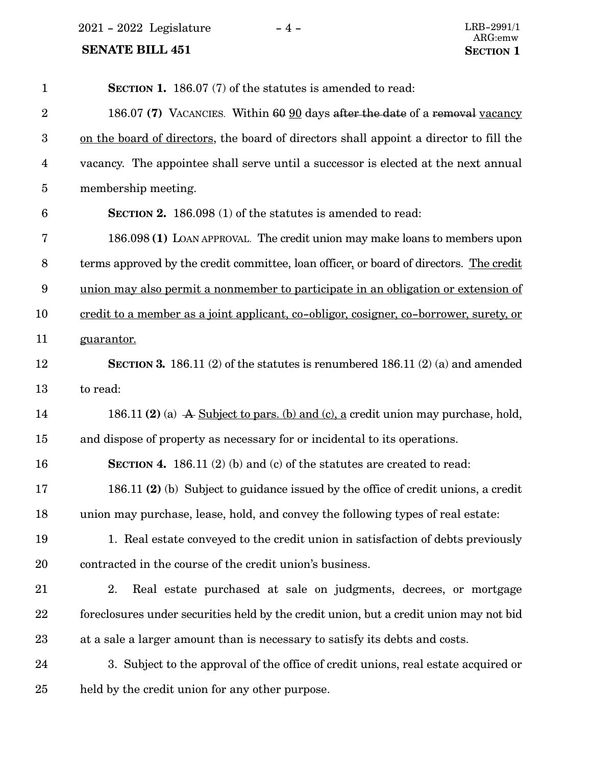**SECTION 1.** 186.07 (7) of the statutes is amended to read:

186.07 **(7)** VACANCIES. Within ~~60~~ 90 days ~~after the date~~ of a ~~removal~~ vacancy on the board of directors, the board of directors shall appoint a director to fill the vacancy. The appointee shall serve until a successor is elected at the next annual membership meeting.

**SECTION 2.** 186.098 (1) of the statutes is amended to read:

186.098 **(1)** LOAN APPROVAL. The credit union may make loans to members upon terms approved by the credit committee, loan officer, or board of directors. The credit union may also permit a nonmember to participate in an obligation or extension of credit to a member as a joint applicant, co-obligor, cosigner, co-borrower, surety, or guarantor.

**SECTION 3.** 186.11 (2) of the statutes is renumbered 186.11 (2) (a) and amended to read:

186.11 **(2)** (a) ~~A~~ Subject to pars. (b) and (c), a credit union may purchase, hold, and dispose of property as necessary for or incidental to its operations.

**SECTION 4.** 186.11 (2) (b) and (c) of the statutes are created to read:

186.11 **(2)** (b) Subject to guidance issued by the office of credit unions, a credit union may purchase, lease, hold, and convey the following types of real estate:

1. Real estate conveyed to the credit union in satisfaction of debts previously contracted in the course of the credit union's business.

2. Real estate purchased at sale on judgments, decrees, or mortgage foreclosures under securities held by the credit union, but a credit union may not bid at a sale a larger amount than is necessary to satisfy its debts and costs.

3. Subject to the approval of the office of credit unions, real estate acquired or held by the credit union for any other purpose.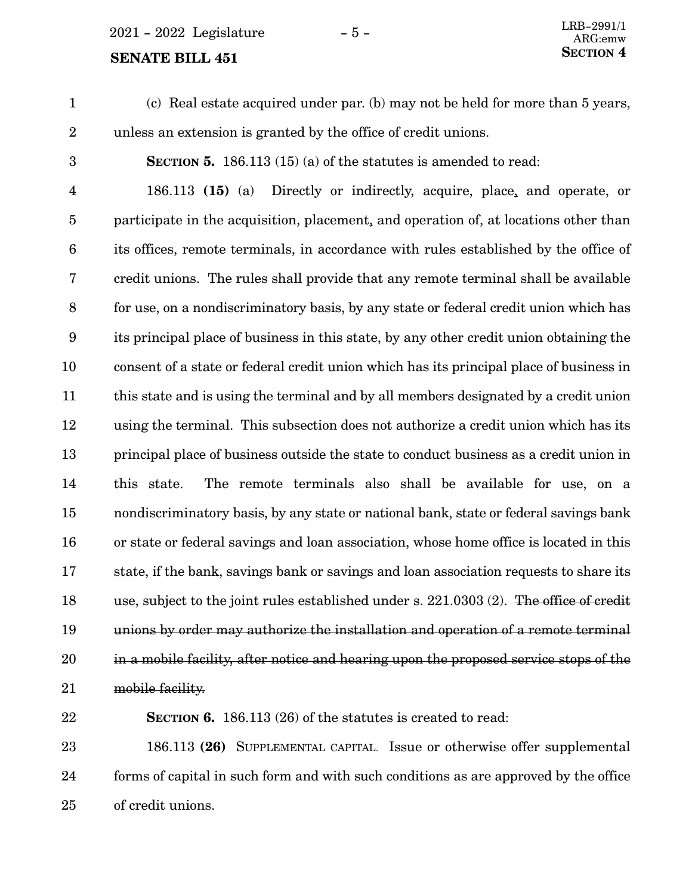(c) Real estate acquired under par. (b) may not be held for more than 5 years, unless an extension is granted by the office of credit unions.

**SECTION 5.** 186.113 (15) (a) of the statutes is amended to read:

186.113 **(15)** (a) Directly or indirectly, acquire, place, and operate, or participate in the acquisition, placement, and operation of, at locations other than its offices, remote terminals, in accordance with rules established by the office of credit unions. The rules shall provide that any remote terminal shall be available for use, on a nondiscriminatory basis, by any state or federal credit union which has its principal place of business in this state, by any other credit union obtaining the consent of a state or federal credit union which has its principal place of business in this state and is using the terminal and by all members designated by a credit union using the terminal. This subsection does not authorize a credit union which has its principal place of business outside the state to conduct business as a credit union in this state. The remote terminals also shall be available for use, on a nondiscriminatory basis, by any state or national bank, state or federal savings bank or state or federal savings and loan association, whose home office is located in this state, if the bank, savings bank or savings and loan association requests to share its use, subject to the joint rules established under s. 221.0303 (2). ~~The office of credit unions by order may authorize the installation and operation of a remote terminal in a mobile facility, after notice and hearing upon the proposed service stops of the mobile facility.~~

**SECTION 6.** 186.113 (26) of the statutes is created to read:

186.113 **(26)** SUPPLEMENTAL CAPITAL. Issue or otherwise offer supplemental forms of capital in such form and with such conditions as are approved by the office of credit unions.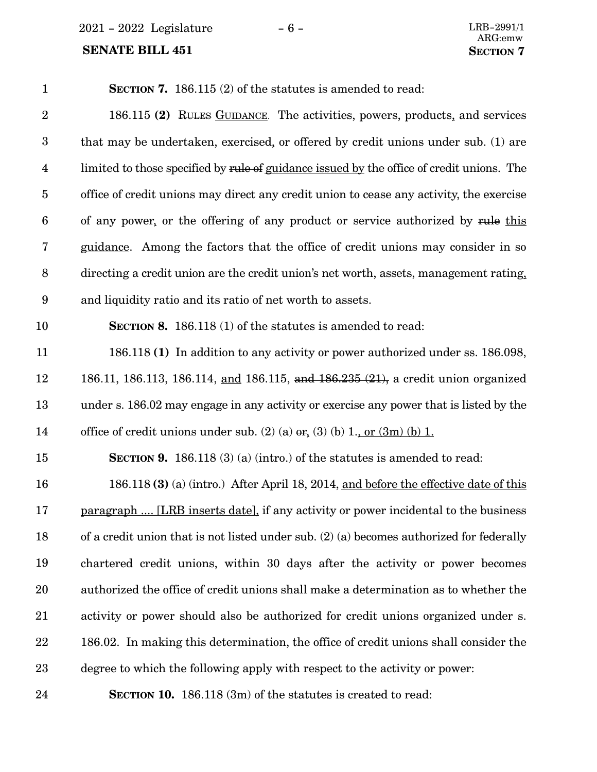**SECTION 7.** 186.115 (2) of the statutes is amended to read:

186.115 **(2)** ~~RULES~~ <u>GUIDANCE</u>. The activities, powers, products<u>,</u> and services that may be undertaken, exercised<u>,</u> or offered by credit unions under sub. (1) are limited to those specified by ~~rule of~~ <u>guidance issued by</u> the office of credit unions. The office of credit unions may direct any credit union to cease any activity, the exercise of any power<u>,</u> or the offering of any product or service authorized by ~~rule~~ <u>this guidance</u>. Among the factors that the office of credit unions may consider in so directing a credit union are the credit union's net worth, assets, management rating<u>,</u> and liquidity ratio and its ratio of net worth to assets.

**SECTION 8.** 186.118 (1) of the statutes is amended to read:

186.118 **(1)** In addition to any activity or power authorized under ss. 186.098, 186.11, 186.113, 186.114, <u>and</u> 186.115, ~~and 186.235 (21),~~ a credit union organized under s. 186.02 may engage in any activity or exercise any power that is listed by the office of credit unions under sub. (2) (a) ~~or~~<u>,</u> (3) (b) 1.<u>, or (3m) (b) 1.</u>

**SECTION 9.** 186.118 (3) (a) (intro.) of the statutes is amended to read:

186.118 **(3)** (a) (intro.) After April 18, 2014, <u>and before the effective date of this paragraph .... [LRB inserts date],</u> if any activity or power incidental to the business of a credit union that is not listed under sub. (2) (a) becomes authorized for federally chartered credit unions, within 30 days after the activity or power becomes authorized the office of credit unions shall make a determination as to whether the activity or power should also be authorized for credit unions organized under s. 186.02. In making this determination, the office of credit unions shall consider the degree to which the following apply with respect to the activity or power:

**SECTION 10.** 186.118 (3m) of the statutes is created to read: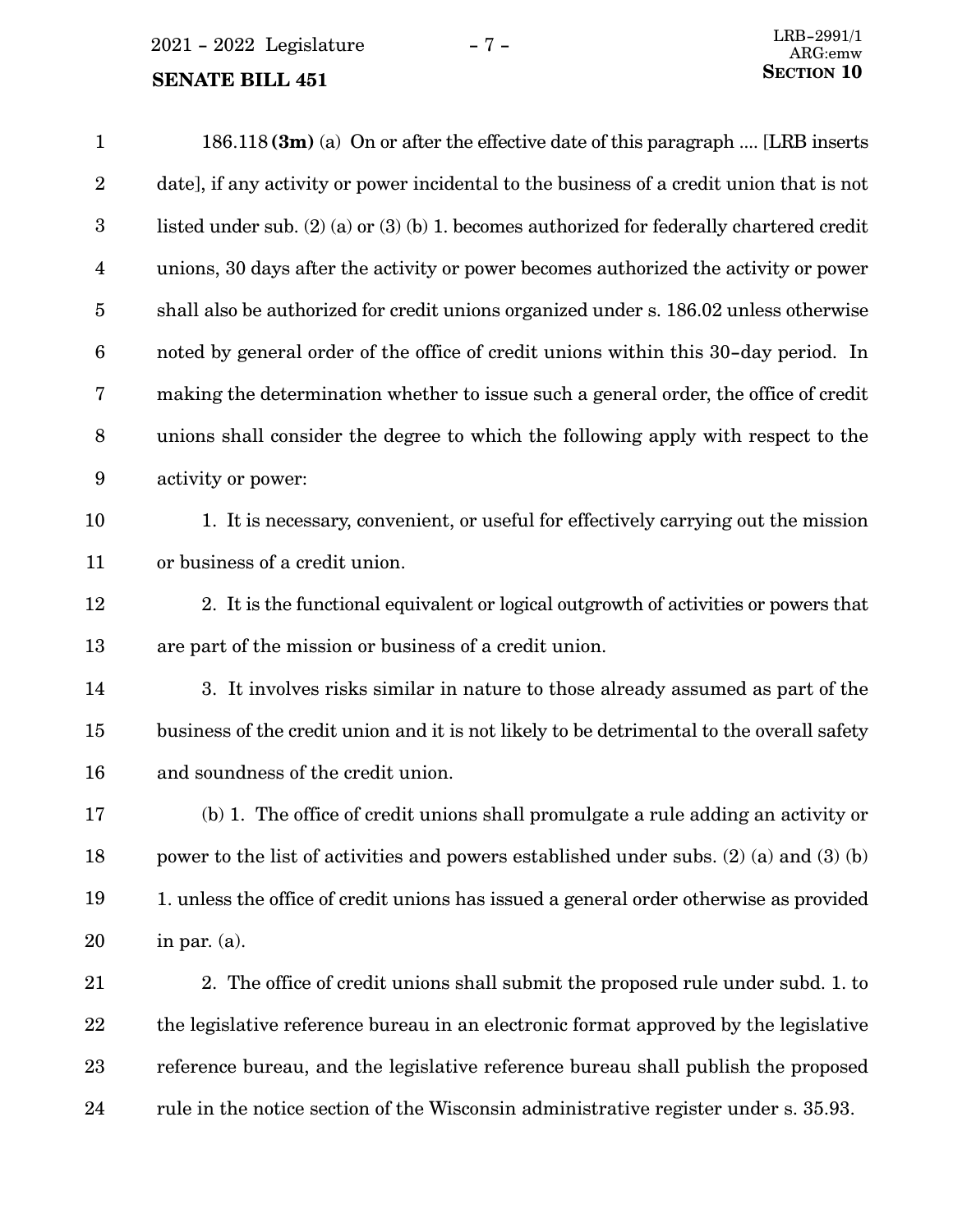186.118 **(3m)** (a) On or after the effective date of this paragraph .... [LRB inserts date], if any activity or power incidental to the business of a credit union that is not listed under sub. (2) (a) or (3) (b) 1. becomes authorized for federally chartered credit unions, 30 days after the activity or power becomes authorized the activity or power shall also be authorized for credit unions organized under s. 186.02 unless otherwise noted by general order of the office of credit unions within this 30-day period. In making the determination whether to issue such a general order, the office of credit unions shall consider the degree to which the following apply with respect to the activity or power:

1. It is necessary, convenient, or useful for effectively carrying out the mission or business of a credit union.

2. It is the functional equivalent or logical outgrowth of activities or powers that are part of the mission or business of a credit union.

3. It involves risks similar in nature to those already assumed as part of the business of the credit union and it is not likely to be detrimental to the overall safety and soundness of the credit union.

(b) 1. The office of credit unions shall promulgate a rule adding an activity or power to the list of activities and powers established under subs. (2) (a) and (3) (b) 1. unless the office of credit unions has issued a general order otherwise as provided in par. (a).

2. The office of credit unions shall submit the proposed rule under subd. 1. to the legislative reference bureau in an electronic format approved by the legislative reference bureau, and the legislative reference bureau shall publish the proposed rule in the notice section of the Wisconsin administrative register under s. 35.93.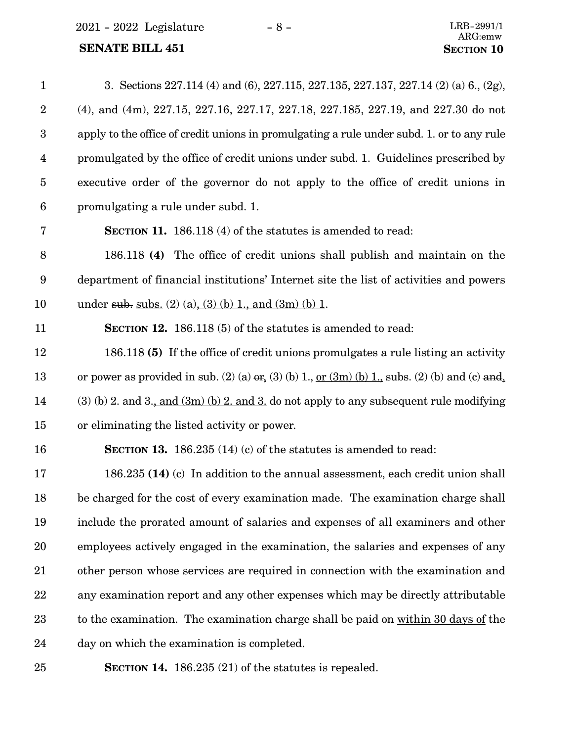3. Sections 227.114 (4) and (6), 227.115, 227.135, 227.137, 227.14 (2) (a) 6., (2g), (4), and (4m), 227.15, 227.16, 227.17, 227.18, 227.185, 227.19, and 227.30 do not apply to the office of credit unions in promulgating a rule under subd. 1. or to any rule promulgated by the office of credit unions under subd. 1. Guidelines prescribed by executive order of the governor do not apply to the office of credit unions in promulgating a rule under subd. 1.

**SECTION 11.** 186.118 (4) of the statutes is amended to read:

186.118 **(4)** The office of credit unions shall publish and maintain on the department of financial institutions' Internet site the list of activities and powers under ~~sub.~~ subs. (2) (a), (3) (b) 1., and (3m) (b) 1.

**SECTION 12.** 186.118 (5) of the statutes is amended to read:

186.118 **(5)** If the office of credit unions promulgates a rule listing an activity or power as provided in sub. (2) (a) ~~or~~, (3) (b) 1., or (3m) (b) 1., subs. (2) (b) and (c) ~~and~~, (3) (b) 2. and 3., and (3m) (b) 2. and 3. do not apply to any subsequent rule modifying or eliminating the listed activity or power.

**SECTION 13.** 186.235 (14) (c) of the statutes is amended to read:

186.235 **(14)** (c) In addition to the annual assessment, each credit union shall be charged for the cost of every examination made. The examination charge shall include the prorated amount of salaries and expenses of all examiners and other employees actively engaged in the examination, the salaries and expenses of any other person whose services are required in connection with the examination and any examination report and any other expenses which may be directly attributable to the examination. The examination charge shall be paid ~~on~~ within 30 days of the day on which the examination is completed.

**SECTION 14.** 186.235 (21) of the statutes is repealed.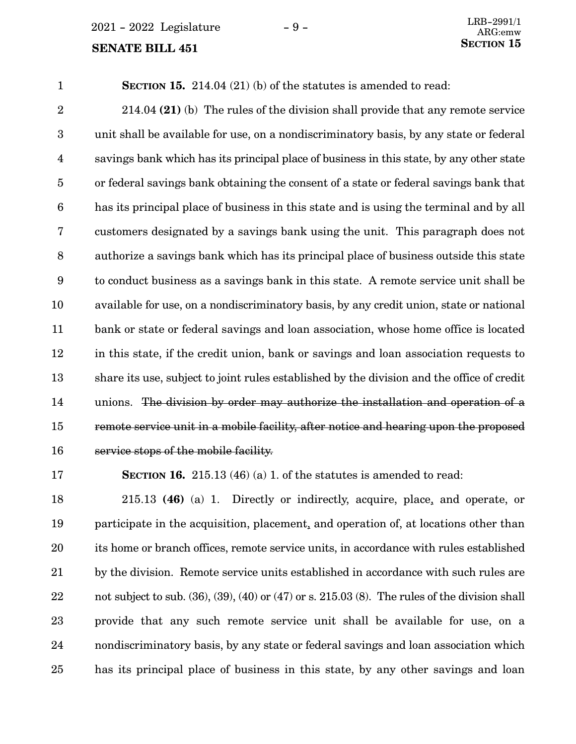**SECTION 15.** 214.04 (21) (b) of the statutes is amended to read:

214.04 **(21)** (b) The rules of the division shall provide that any remote service unit shall be available for use, on a nondiscriminatory basis, by any state or federal savings bank which has its principal place of business in this state, by any other state or federal savings bank obtaining the consent of a state or federal savings bank that has its principal place of business in this state and is using the terminal and by all customers designated by a savings bank using the unit. This paragraph does not authorize a savings bank which has its principal place of business outside this state to conduct business as a savings bank in this state. A remote service unit shall be available for use, on a nondiscriminatory basis, by any credit union, state or national bank or state or federal savings and loan association, whose home office is located in this state, if the credit union, bank or savings and loan association requests to share its use, subject to joint rules established by the division and the office of credit unions. ~~The division by order may authorize the installation and operation of a remote service unit in a mobile facility, after notice and hearing upon the proposed service stops of the mobile facility.~~

**SECTION 16.** 215.13 (46) (a) 1. of the statutes is amended to read:

215.13 **(46)** (a) 1. Directly or indirectly, acquire, place, and operate, or participate in the acquisition, placement, and operation of, at locations other than its home or branch offices, remote service units, in accordance with rules established by the division. Remote service units established in accordance with such rules are not subject to sub. (36), (39), (40) or (47) or s. 215.03 (8). The rules of the division shall provide that any such remote service unit shall be available for use, on a nondiscriminatory basis, by any state or federal savings and loan association which has its principal place of business in this state, by any other savings and loan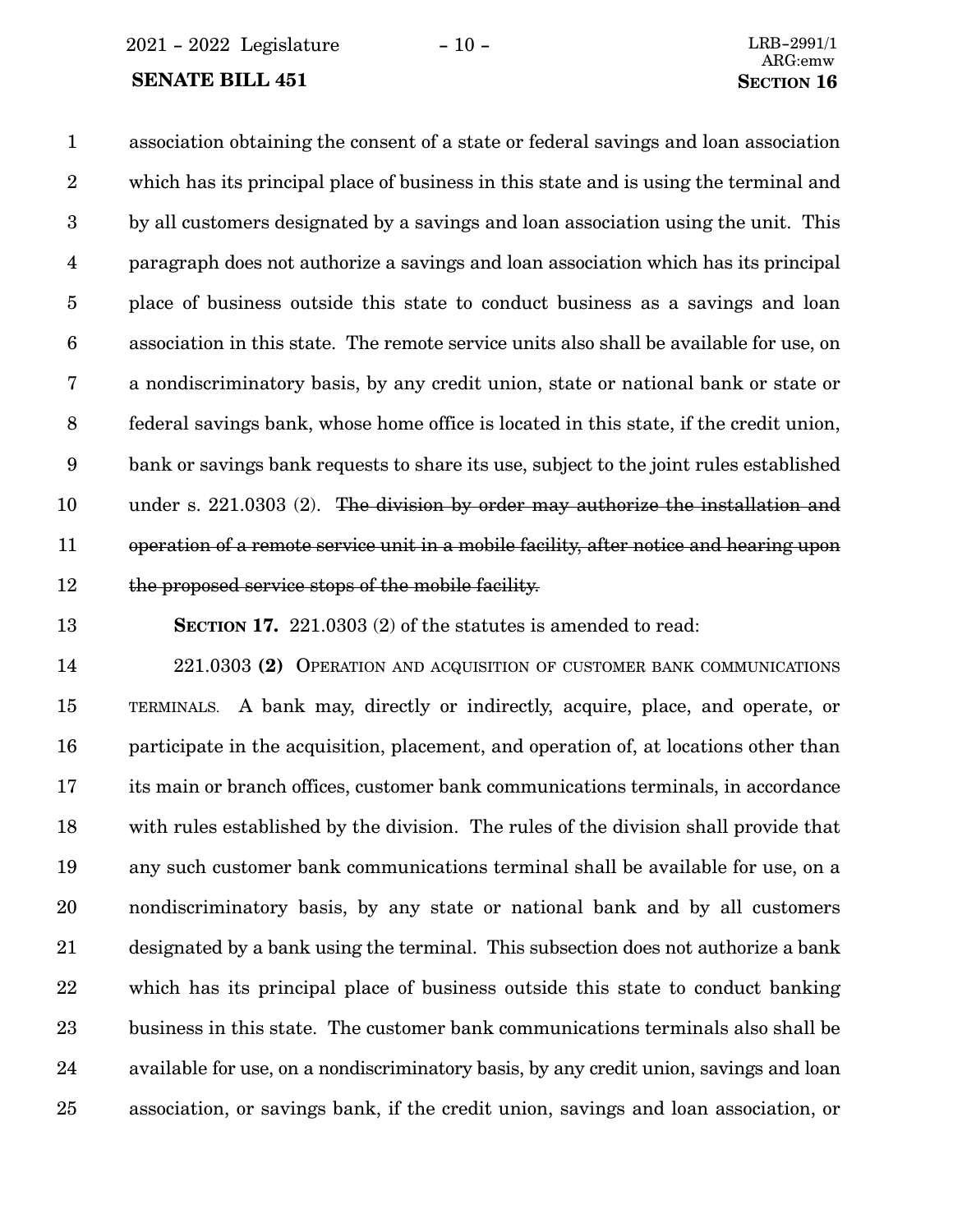association obtaining the consent of a state or federal savings and loan association which has its principal place of business in this state and is using the terminal and by all customers designated by a savings and loan association using the unit. This paragraph does not authorize a savings and loan association which has its principal place of business outside this state to conduct business as a savings and loan association in this state. The remote service units also shall be available for use, on a nondiscriminatory basis, by any credit union, state or national bank or state or federal savings bank, whose home office is located in this state, if the credit union, bank or savings bank requests to share its use, subject to the joint rules established under s. 221.0303 (2). ~~The division by order may authorize the installation and operation of a remote service unit in a mobile facility, after notice and hearing upon the proposed service stops of the mobile facility.~~

**SECTION 17.** 221.0303 (2) of the statutes is amended to read:

221.0303 **(2)** OPERATION AND ACQUISITION OF CUSTOMER BANK COMMUNICATIONS TERMINALS. A bank may, directly or indirectly, acquire, place, and operate, or participate in the acquisition, placement, and operation of, at locations other than its main or branch offices, customer bank communications terminals, in accordance with rules established by the division. The rules of the division shall provide that any such customer bank communications terminal shall be available for use, on a nondiscriminatory basis, by any state or national bank and by all customers designated by a bank using the terminal. This subsection does not authorize a bank which has its principal place of business outside this state to conduct banking business in this state. The customer bank communications terminals also shall be available for use, on a nondiscriminatory basis, by any credit union, savings and loan association, or savings bank, if the credit union, savings and loan association, or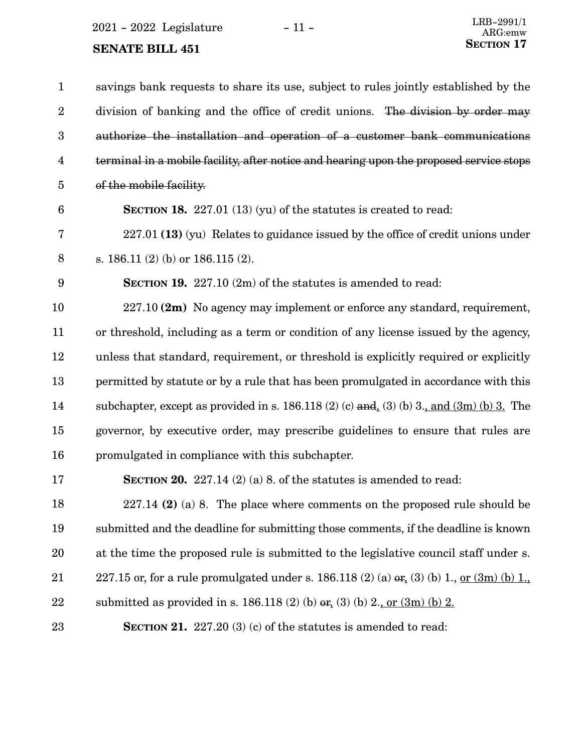savings bank requests to share its use, subject to rules jointly established by the division of banking and the office of credit unions. ~~The division by order may authorize the installation and operation of a customer bank communications terminal in a mobile facility, after notice and hearing upon the proposed service stops of the mobile facility.~~

**SECTION 18.** 227.01 (13) (yu) of the statutes is created to read:

227.01 **(13)** (yu) Relates to guidance issued by the office of credit unions under s. 186.11 (2) (b) or 186.115 (2).

**SECTION 19.** 227.10 (2m) of the statutes is amended to read:

227.10 **(2m)** No agency may implement or enforce any standard, requirement, or threshold, including as a term or condition of any license issued by the agency, unless that standard, requirement, or threshold is explicitly required or explicitly permitted by statute or by a rule that has been promulgated in accordance with this subchapter, except as provided in s. 186.118 (2) (c) ~~and~~, (3) (b) 3., and (3m) (b) 3. The governor, by executive order, may prescribe guidelines to ensure that rules are promulgated in compliance with this subchapter.

**SECTION 20.** 227.14 (2) (a) 8. of the statutes is amended to read:

227.14 **(2)** (a) 8. The place where comments on the proposed rule should be submitted and the deadline for submitting those comments, if the deadline is known at the time the proposed rule is submitted to the legislative council staff under s. 227.15 or, for a rule promulgated under s. 186.118 (2) (a) ~~or~~, (3) (b) 1., or (3m) (b) 1., submitted as provided in s. 186.118 (2) (b) ~~or~~, (3) (b) 2., or (3m) (b) 2.

**SECTION 21.** 227.20 (3) (c) of the statutes is amended to read: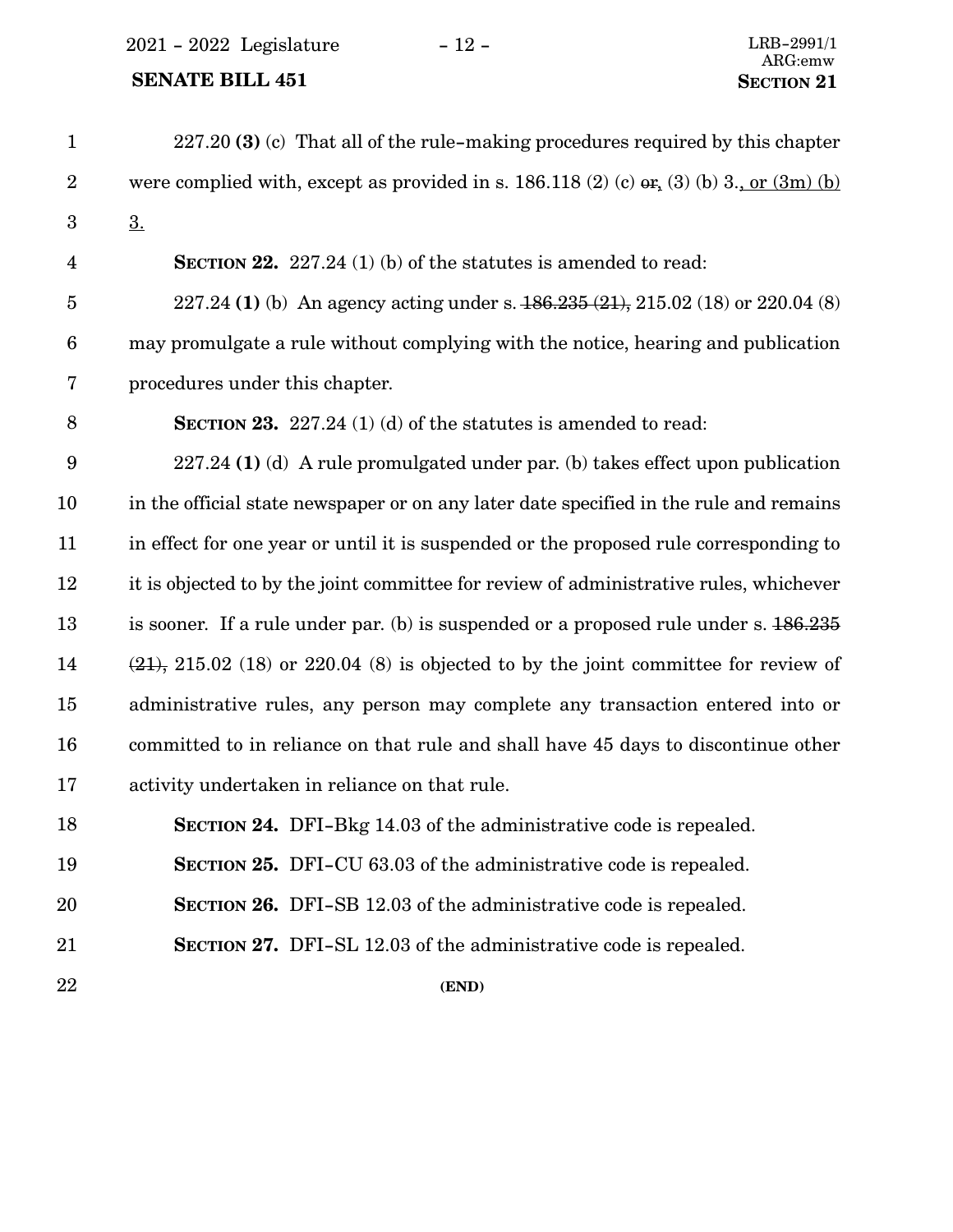227.20 **(3)** (c) That all of the rule-making procedures required by this chapter were complied with, except as provided in s. 186.118 (2) (c) ~~or~~, (3) (b) 3., or (3m) (b) 3.

**Section 22.** 227.24 (1) (b) of the statutes is amended to read:

227.24 **(1)** (b) An agency acting under s. ~~186.235 (21),~~ 215.02 (18) or 220.04 (8) may promulgate a rule without complying with the notice, hearing and publication procedures under this chapter.

**Section 23.** 227.24 (1) (d) of the statutes is amended to read:

227.24 **(1)** (d) A rule promulgated under par. (b) takes effect upon publication in the official state newspaper or on any later date specified in the rule and remains in effect for one year or until it is suspended or the proposed rule corresponding to it is objected to by the joint committee for review of administrative rules, whichever is sooner. If a rule under par. (b) is suspended or a proposed rule under s. ~~186.235 (21),~~ 215.02 (18) or 220.04 (8) is objected to by the joint committee for review of administrative rules, any person may complete any transaction entered into or committed to in reliance on that rule and shall have 45 days to discontinue other activity undertaken in reliance on that rule.

**Section 24.** DFI-Bkg 14.03 of the administrative code is repealed.

**Section 25.** DFI-CU 63.03 of the administrative code is repealed.

**Section 26.** DFI-SB 12.03 of the administrative code is repealed.

**Section 27.** DFI-SL 12.03 of the administrative code is repealed.

**(END)**